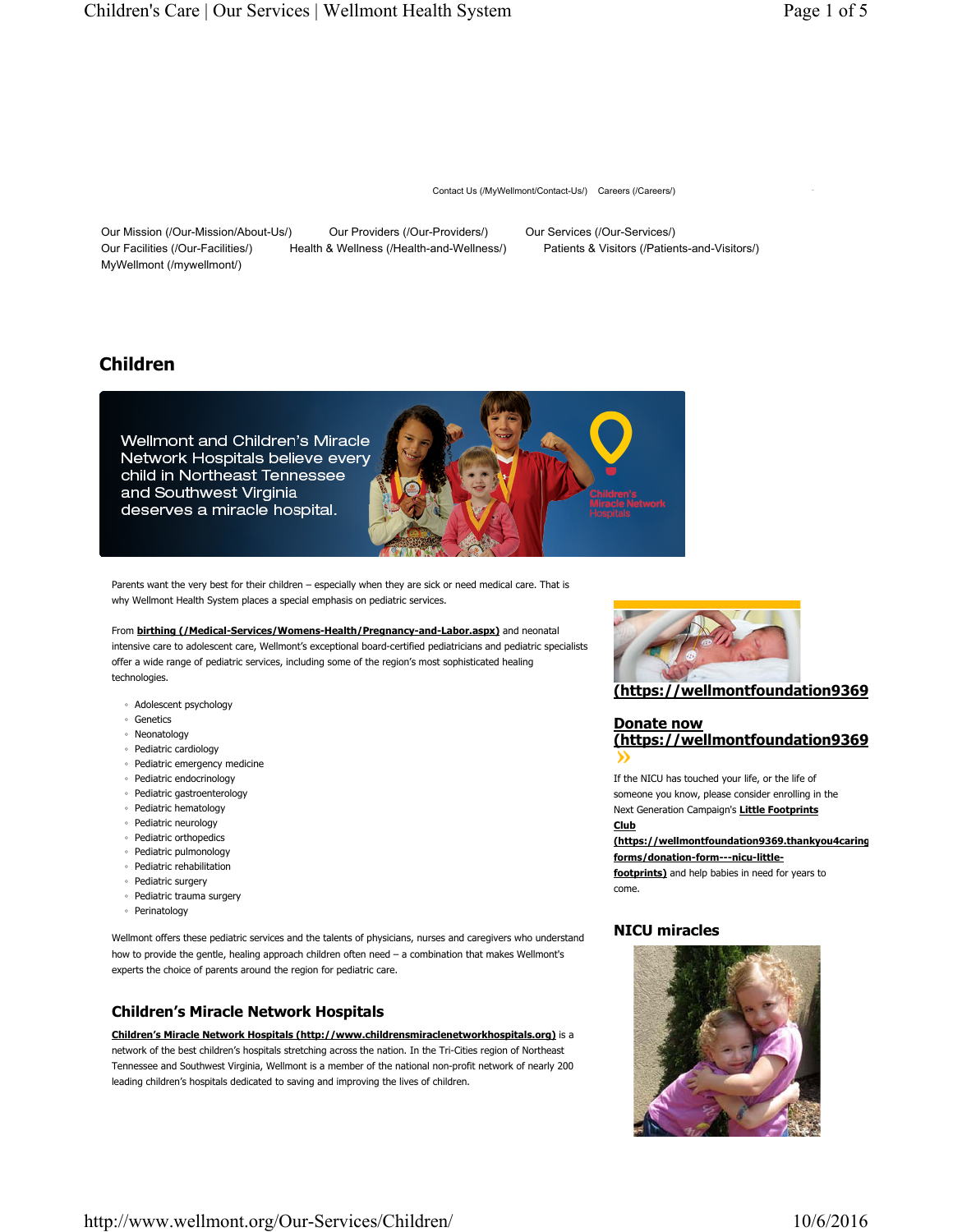Contact Us (/MyWellmont/Contact-Us/) Careers (/Careers/)

Our Mission (/Our-Mission/About-Us/) Our Providers (/Our-Providers/) Our Services (/Our-Services/)
Our Facilities (/Our-Facilities/) Health & Wellness (/Health-and-Wellness/) Patients & Visitors (/Patients-and-Visitors/)
MyWellmont (/mywellmont/)

# Children

Wellmont and Children's Miracle Network Hospitals believe every child in Northeast Tennessee and Southwest Virginia deserves a miracle hospital.

Parents want the very best for their children – especially when they are sick or need medical care. That is why Wellmont Health System places a special emphasis on pediatric services.

From **birthing (/Medical-Services/Womens-Health/Pregnancy-and-Labor.aspx)** and neonatal intensive care to adolescent care, Wellmont's exceptional board-certified pediatricians and pediatric specialists offer a wide range of pediatric services, including some of the region's most sophisticated healing technologies.

- Adolescent psychology
- Genetics
- Neonatology
- Pediatric cardiology
- Pediatric emergency medicine
- Pediatric endocrinology
- Pediatric gastroenterology
- Pediatric hematology
- Pediatric neurology
- Pediatric orthopedics
- Pediatric pulmonology
- Pediatric rehabilitation
- Pediatric surgery
- Pediatric trauma surgery
- Perinatology

Wellmont offers these pediatric services and the talents of physicians, nurses and caregivers who understand how to provide the gentle, healing approach children often need – a combination that makes Wellmont's experts the choice of parents around the region for pediatric care.

## Children's Miracle Network Hospitals

**Children's Miracle Network Hospitals (http://www.childrensmiraclenetworkhospitals.org)** is a network of the best children's hospitals stretching across the nation. In the Tri-Cities region of Northeast Tennessee and Southwest Virginia, Wellmont is a member of the national non-profit network of nearly 200 leading children's hospitals dedicated to saving and improving the lives of children.

**(https://wellmontfoundation9369**

**Donate now (https://wellmontfoundation9369** »

If the NICU has touched your life, or the life of someone you know, please consider enrolling in the Next Generation Campaign's **Little Footprints Club (https://wellmontfoundation9369.thankyou4caring forms/donation-form---nicu-little-footprints)** and help babies in need for years to come.

## NICU miracles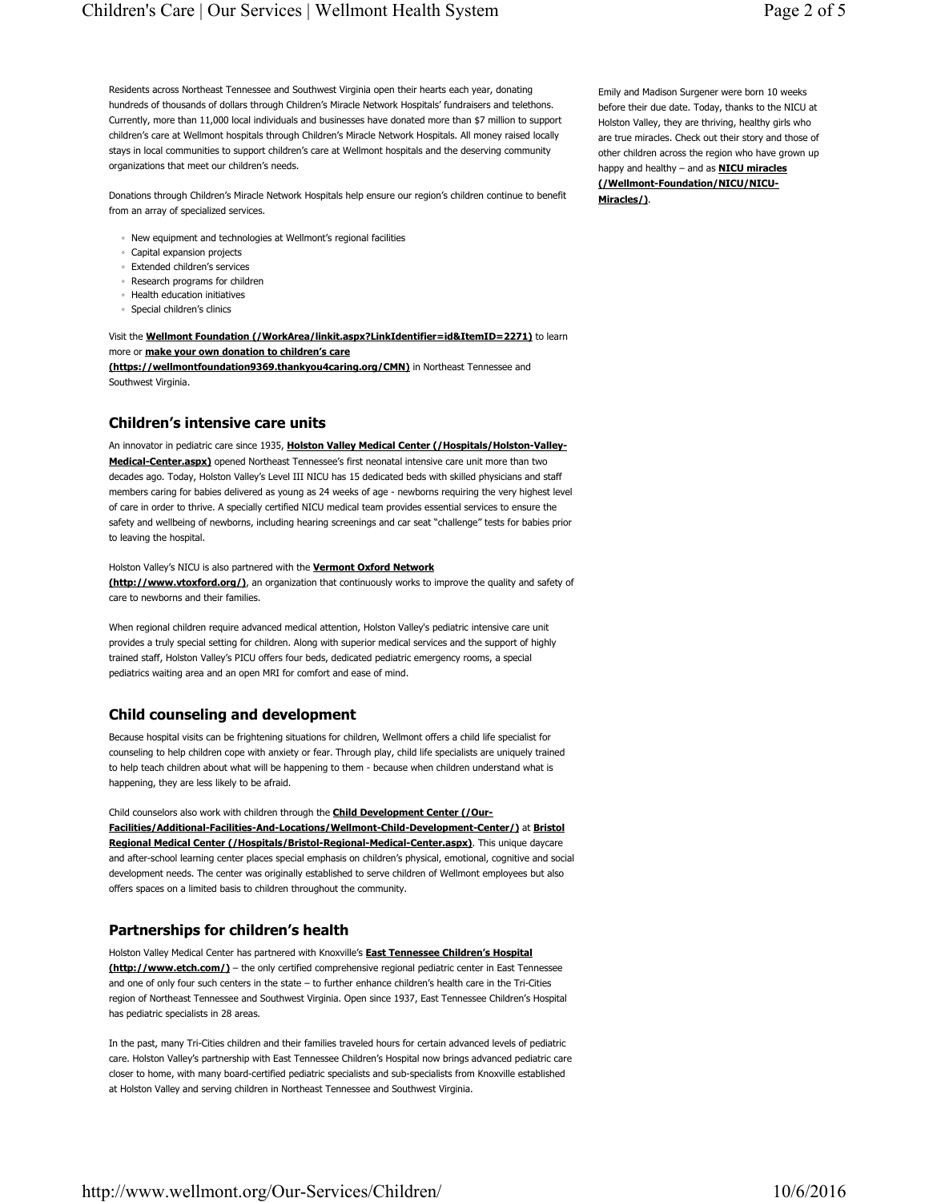Residents across Northeast Tennessee and Southwest Virginia open their hearts each year, donating hundreds of thousands of dollars through Children's Miracle Network Hospitals' fundraisers and telethons. Currently, more than 11,000 local individuals and businesses have donated more than $7 million to support children's care at Wellmont hospitals through Children's Miracle Network Hospitals. All money raised locally stays in local communities to support children's care at Wellmont hospitals and the deserving community organizations that meet our children's needs.

Donations through Children's Miracle Network Hospitals help ensure our region's children continue to benefit from an array of specialized services.

- New equipment and technologies at Wellmont's regional facilities
- Capital expansion projects
- Extended children's services
- Research programs for children
- Health education initiatives
- Special children's clinics

Visit the **Wellmont Foundation (/WorkArea/linkit.aspx?LinkIdentifier=id&ItemID=2271)** to learn more or **make your own donation to children's care (https://wellmontfoundation9369.thankyou4caring.org/CMN)** in Northeast Tennessee and Southwest Virginia.

Emily and Madison Surgener were born 10 weeks before their due date. Today, thanks to the NICU at Holston Valley, they are thriving, healthy girls who are true miracles. Check out their story and those of other children across the region who have grown up happy and healthy – and as **NICU miracles (/Wellmont-Foundation/NICU/NICU-Miracles/)**.

## Children's intensive care units

An innovator in pediatric care since 1935, **Holston Valley Medical Center (/Hospitals/Holston-Valley-Medical-Center.aspx)** opened Northeast Tennessee's first neonatal intensive care unit more than two decades ago. Today, Holston Valley's Level III NICU has 15 dedicated beds with skilled physicians and staff members caring for babies delivered as young as 24 weeks of age - newborns requiring the very highest level of care in order to thrive. A specially certified NICU medical team provides essential services to ensure the safety and wellbeing of newborns, including hearing screenings and car seat "challenge" tests for babies prior to leaving the hospital.

Holston Valley's NICU is also partnered with the **Vermont Oxford Network (http://www.vtoxford.org/)**, an organization that continuously works to improve the quality and safety of care to newborns and their families.

When regional children require advanced medical attention, Holston Valley's pediatric intensive care unit provides a truly special setting for children. Along with superior medical services and the support of highly trained staff, Holston Valley's PICU offers four beds, dedicated pediatric emergency rooms, a special pediatrics waiting area and an open MRI for comfort and ease of mind.

## Child counseling and development

Because hospital visits can be frightening situations for children, Wellmont offers a child life specialist for counseling to help children cope with anxiety or fear. Through play, child life specialists are uniquely trained to help teach children about what will be happening to them - because when children understand what is happening, they are less likely to be afraid.

Child counselors also work with children through the **Child Development Center (/Our-Facilities/Additional-Facilities-And-Locations/Wellmont-Child-Development-Center/)** at **Bristol Regional Medical Center (/Hospitals/Bristol-Regional-Medical-Center.aspx)**. This unique daycare and after-school learning center places special emphasis on children's physical, emotional, cognitive and social development needs. The center was originally established to serve children of Wellmont employees but also offers spaces on a limited basis to children throughout the community.

## Partnerships for children's health

Holston Valley Medical Center has partnered with Knoxville's **East Tennessee Children's Hospital (http://www.etch.com/)** – the only certified comprehensive regional pediatric center in East Tennessee and one of only four such centers in the state – to further enhance children's health care in the Tri-Cities region of Northeast Tennessee and Southwest Virginia. Open since 1937, East Tennessee Children's Hospital has pediatric specialists in 28 areas.

In the past, many Tri-Cities children and their families traveled hours for certain advanced levels of pediatric care. Holston Valley's partnership with East Tennessee Children's Hospital now brings advanced pediatric care closer to home, with many board-certified pediatric specialists and sub-specialists from Knoxville established at Holston Valley and serving children in Northeast Tennessee and Southwest Virginia.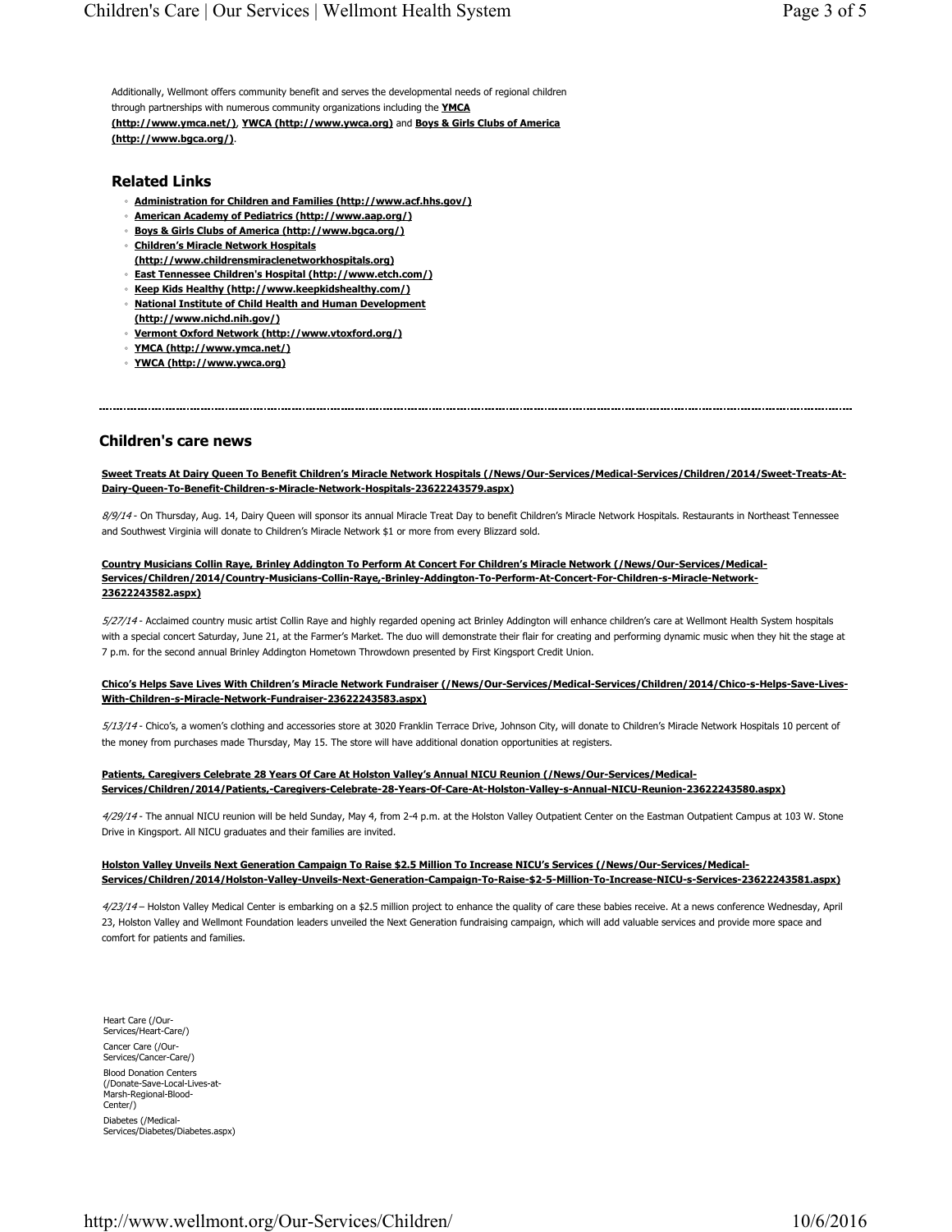Additionally, Wellmont offers community benefit and serves the developmental needs of regional children through partnerships with numerous community organizations including the **YMCA (http://www.ymca.net/)**, **YWCA (http://www.ywca.org)** and **Boys & Girls Clubs of America (http://www.bgca.org/)**.

## Related Links

- **Administration for Children and Families (http://www.acf.hhs.gov/)**
- **American Academy of Pediatrics (http://www.aap.org/)**
- **Boys & Girls Clubs of America (http://www.bgca.org/)**
- **Children's Miracle Network Hospitals (http://www.childrensmiraclenetworkhospitals.org)**
- **East Tennessee Children's Hospital (http://www.etch.com/)**
- **Keep Kids Healthy (http://www.keepkidshealthy.com/)**
- **National Institute of Child Health and Human Development (http://www.nichd.nih.gov/)**
- **Vermont Oxford Network (http://www.vtoxford.org/)**
- **YMCA (http://www.ymca.net/)**
- **YWCA (http://www.ywca.org)**

---

## Children's care news

**Sweet Treats At Dairy Queen To Benefit Children's Miracle Network Hospitals (/News/Our-Services/Medical-Services/Children/2014/Sweet-Treats-At-Dairy-Queen-To-Benefit-Children-s-Miracle-Network-Hospitals-23622243579.aspx)**

*8/9/14* - On Thursday, Aug. 14, Dairy Queen will sponsor its annual Miracle Treat Day to benefit Children's Miracle Network Hospitals. Restaurants in Northeast Tennessee and Southwest Virginia will donate to Children's Miracle Network $1 or more from every Blizzard sold.

**Country Musicians Collin Raye, Brinley Addington To Perform At Concert For Children's Miracle Network (/News/Our-Services/Medical-Services/Children/2014/Country-Musicians-Collin-Raye,-Brinley-Addington-To-Perform-At-Concert-For-Children-s-Miracle-Network-23622243582.aspx)**

*5/27/14* - Acclaimed country music artist Collin Raye and highly regarded opening act Brinley Addington will enhance children's care at Wellmont Health System hospitals with a special concert Saturday, June 21, at the Farmer's Market. The duo will demonstrate their flair for creating and performing dynamic music when they hit the stage at 7 p.m. for the second annual Brinley Addington Hometown Throwdown presented by First Kingsport Credit Union.

**Chico's Helps Save Lives With Children's Miracle Network Fundraiser (/News/Our-Services/Medical-Services/Children/2014/Chico-s-Helps-Save-Lives-With-Children-s-Miracle-Network-Fundraiser-23622243583.aspx)**

*5/13/14* - Chico's, a women's clothing and accessories store at 3020 Franklin Terrace Drive, Johnson City, will donate to Children's Miracle Network Hospitals 10 percent of the money from purchases made Thursday, May 15. The store will have additional donation opportunities at registers.

**Patients, Caregivers Celebrate 28 Years Of Care At Holston Valley's Annual NICU Reunion (/News/Our-Services/Medical-Services/Children/2014/Patients,-Caregivers-Celebrate-28-Years-Of-Care-At-Holston-Valley-s-Annual-NICU-Reunion-23622243580.aspx)**

*4/29/14* - The annual NICU reunion will be held Sunday, May 4, from 2-4 p.m. at the Holston Valley Outpatient Center on the Eastman Outpatient Campus at 103 W. Stone Drive in Kingsport. All NICU graduates and their families are invited.

**Holston Valley Unveils Next Generation Campaign To Raise $2.5 Million To Increase NICU's Services (/News/Our-Services/Medical-Services/Children/2014/Holston-Valley-Unveils-Next-Generation-Campaign-To-Raise-$2-5-Million-To-Increase-NICU-s-Services-23622243581.aspx)**

*4/23/14* – Holston Valley Medical Center is embarking on a $2.5 million project to enhance the quality of care these babies receive. At a news conference Wednesday, April 23, Holston Valley and Wellmont Foundation leaders unveiled the Next Generation fundraising campaign, which will add valuable services and provide more space and comfort for patients and families.

Heart Care (/Our-Services/Heart-Care/)

Cancer Care (/Our-Services/Cancer-Care/)

Blood Donation Centers (/Donate-Save-Local-Lives-at-Marsh-Regional-Blood-Center/)

Diabetes (/Medical-Services/Diabetes/Diabetes.aspx)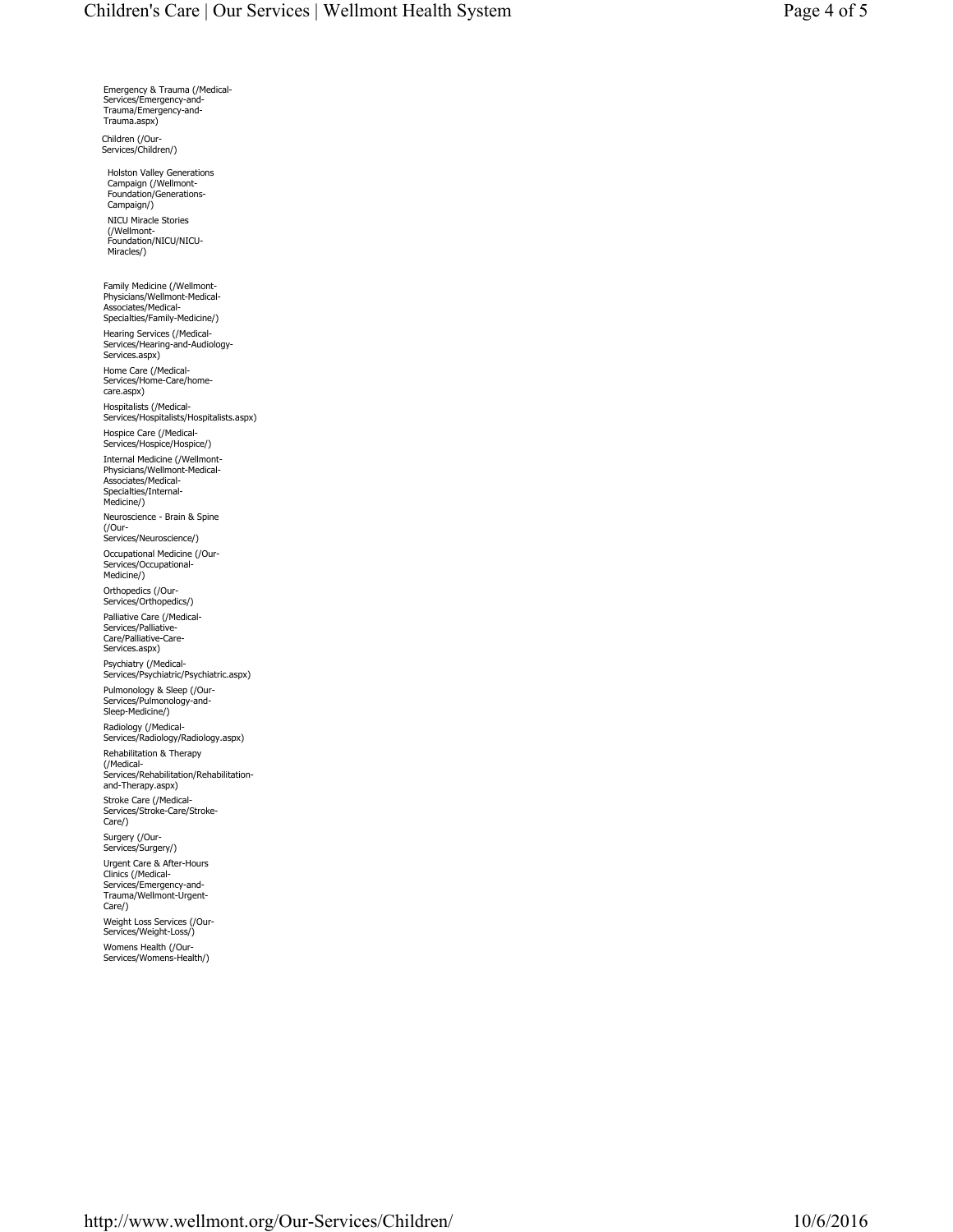- Emergency & Trauma (/Medical-Services/Emergency-and-Trauma/Emergency-and-Trauma.aspx)
- Children (/Our-Services/Children/)
  - Holston Valley Generations Campaign (/Wellmont-Foundation/Generations-Campaign/)
  - NICU Miracle Stories (/Wellmont-Foundation/NICU/NICU-Miracles/)
- Family Medicine (/Wellmont-Physicians/Wellmont-Medical-Associates/Medical-Specialties/Family-Medicine/)
- Hearing Services (/Medical-Services/Hearing-and-Audiology-Services.aspx)
- Home Care (/Medical-Services/Home-Care/home-care.aspx)
- Hospitalists (/Medical-Services/Hospitalists/Hospitalists.aspx)
- Hospice Care (/Medical-Services/Hospice/Hospice/)
- Internal Medicine (/Wellmont-Physicians/Wellmont-Medical-Associates/Medical-Specialties/Internal-Medicine/)
- Neuroscience - Brain & Spine (/Our-Services/Neuroscience/)
- Occupational Medicine (/Our-Services/Occupational-Medicine/)
- Orthopedics (/Our-Services/Orthopedics/)
- Palliative Care (/Medical-Services/Palliative-Care/Palliative-Care-Services.aspx)
- Psychiatry (/Medical-Services/Psychiatric/Psychiatric.aspx)
- Pulmonology & Sleep (/Our-Services/Pulmonology-and-Sleep-Medicine/)
- Radiology (/Medical-Services/Radiology/Radiology.aspx)
- Rehabilitation & Therapy (/Medical-Services/Rehabilitation/Rehabilitation-and-Therapy.aspx)
- Stroke Care (/Medical-Services/Stroke-Care/Stroke-Care/)
- Surgery (/Our-Services/Surgery/)
- Urgent Care & After-Hours Clinics (/Medical-Services/Emergency-and-Trauma/Wellmont-Urgent-Care/)
- Weight Loss Services (/Our-Services/Weight-Loss/)
- Womens Health (/Our-Services/Womens-Health/)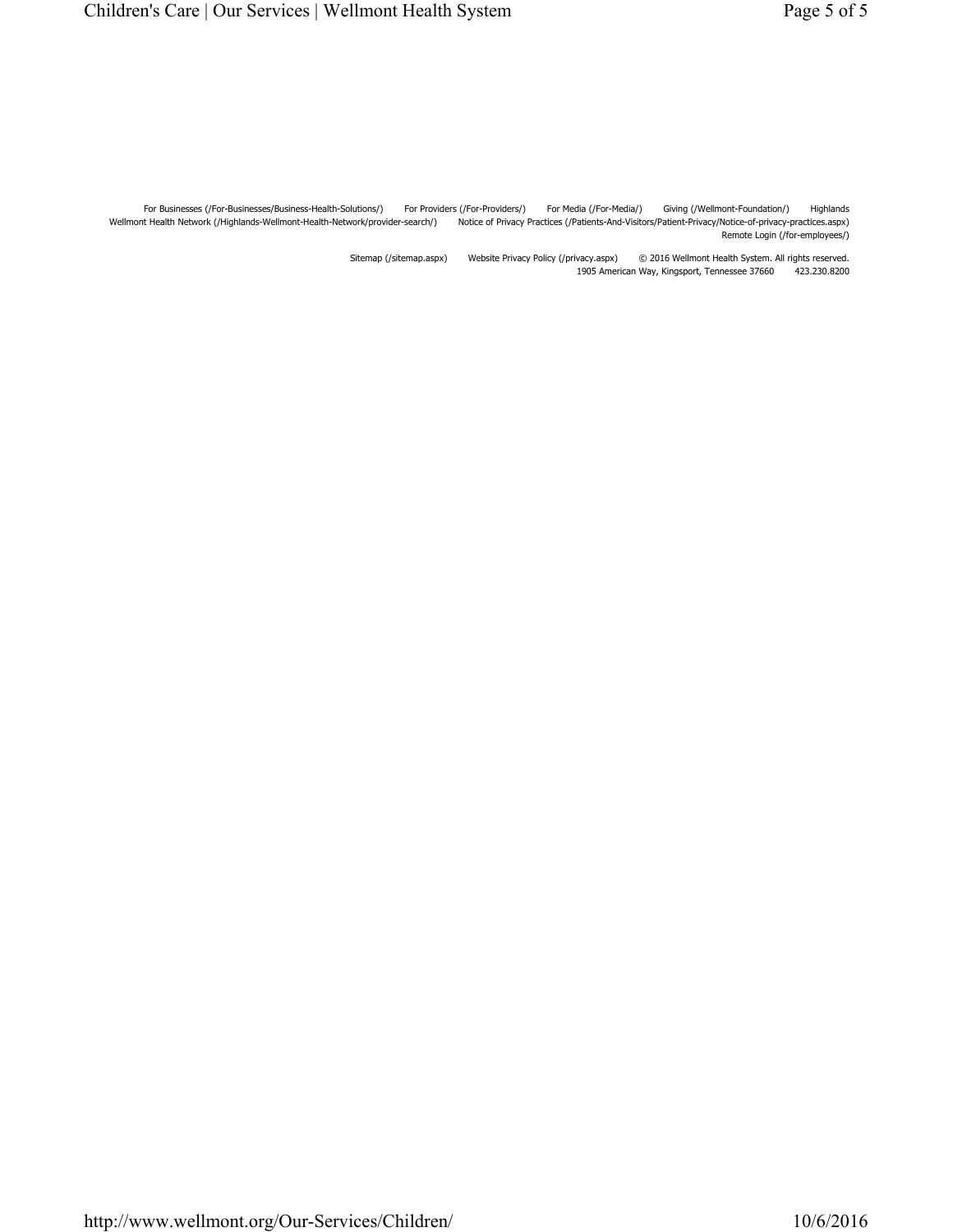For Businesses (/For-Businesses/Business-Health-Solutions/) For Providers (/For-Providers/) For Media (/For-Media/) Giving (/Wellmont-Foundation/) Highlands Wellmont Health Network (/Highlands-Wellmont-Health-Network/provider-search/) Notice of Privacy Practices (/Patients-And-Visitors/Patient-Privacy/Notice-of-privacy-practices.aspx) Remote Login (/for-employees/)

Sitemap (/sitemap.aspx) Website Privacy Policy (/privacy.aspx) © 2016 Wellmont Health System. All rights reserved.
1905 American Way, Kingsport, Tennessee 37660 423.230.8200